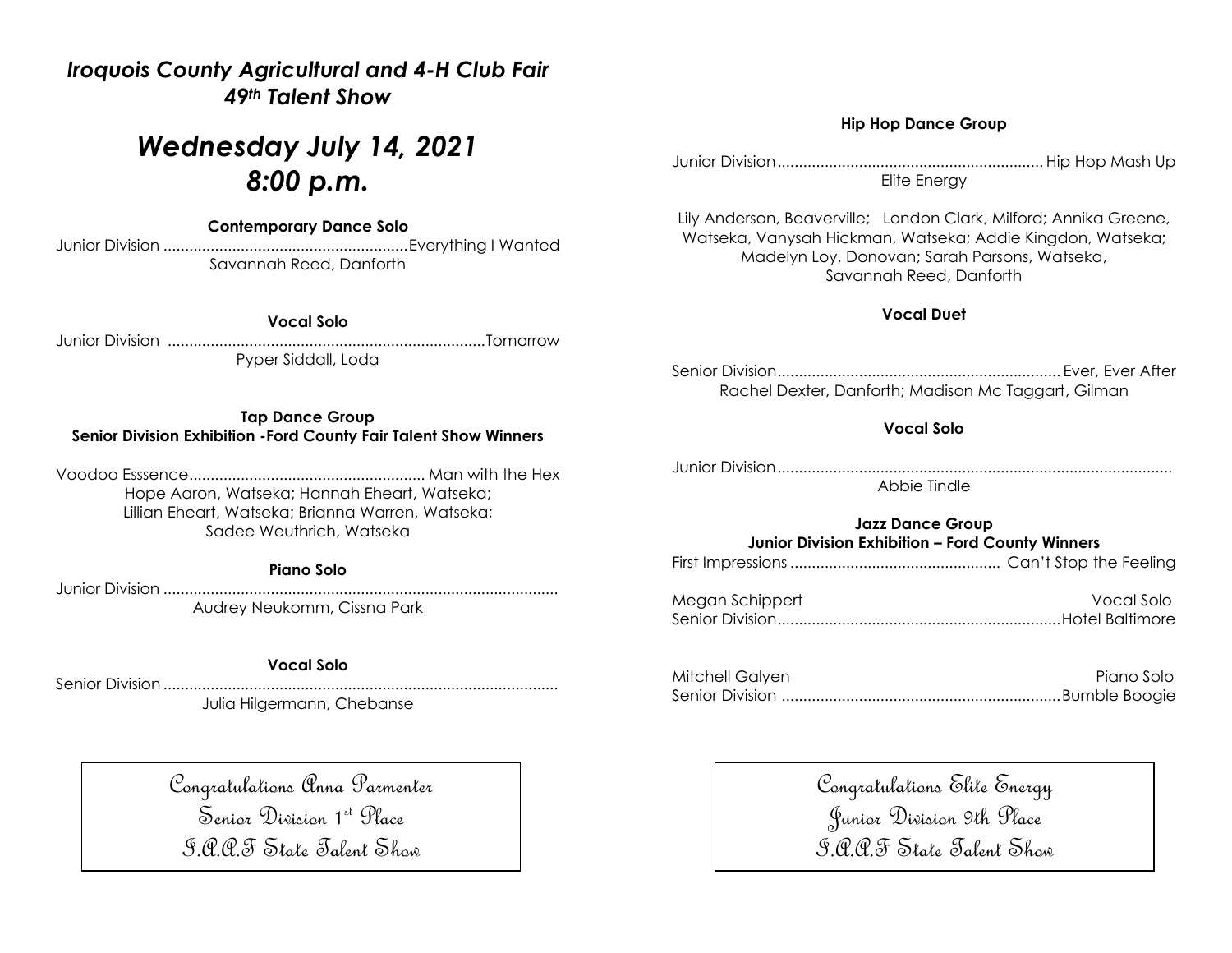*Iroquois County Agricultural and 4-H Club Fair*
*49th Talent Show*

# *Wednesday July 14, 2021*
# *8:00 p.m.*

**Contemporary Dance Solo**

Junior Division ........................................................Everything I Wanted
Savannah Reed, Danforth

**Vocal Solo**

Junior Division ..........................................................................Tomorrow
Pyper Siddall, Loda

**Tap Dance Group**
**Senior Division Exhibition -Ford County Fair Talent Show Winners**

Voodoo Esssence....................................................... Man with the Hex
Hope Aaron, Watseka; Hannah Eheart, Watseka;
Lillian Eheart, Watseka; Brianna Warren, Watseka;
Sadee Weuthrich, Watseka

**Piano Solo**

Junior Division ...........................................................................................
Audrey Neukomm, Cissna Park

**Vocal Solo**

Senior Division...........................................................................................
Julia Hilgermann, Chebanse

Congratulations Anna Parmenter
Senior Division 1st Place
I.A.A.F State Talent Show

**Hip Hop Dance Group**

Junior Division............................................................. Hip Hop Mash Up
Elite Energy

Lily Anderson, Beaverville; London Clark, Milford; Annika Greene, Watseka, Vanysah Hickman, Watseka; Addie Kingdon, Watseka; Madelyn Loy, Donovan; Sarah Parsons, Watseka, Savannah Reed, Danforth

**Vocal Duet**

Senior Division................................................................. Ever, Ever After
Rachel Dexter, Danforth; Madison Mc Taggart, Gilman

**Vocal Solo**

Junior Division...........................................................................................
Abbie Tindle

**Jazz Dance Group**
**Junior Division Exhibition – Ford County Winners**

First Impressions ................................................ Can't Stop the Feeling

Megan Schippert Vocal Solo
Senior Division.................................................................Hotel Baltimore

Mitchell Galyen Piano Solo
Senior Division ................................................................Bumble Boogie

Congratulations Elite Energy
Junior Division 9th Place
I.A.A.F State Talent Show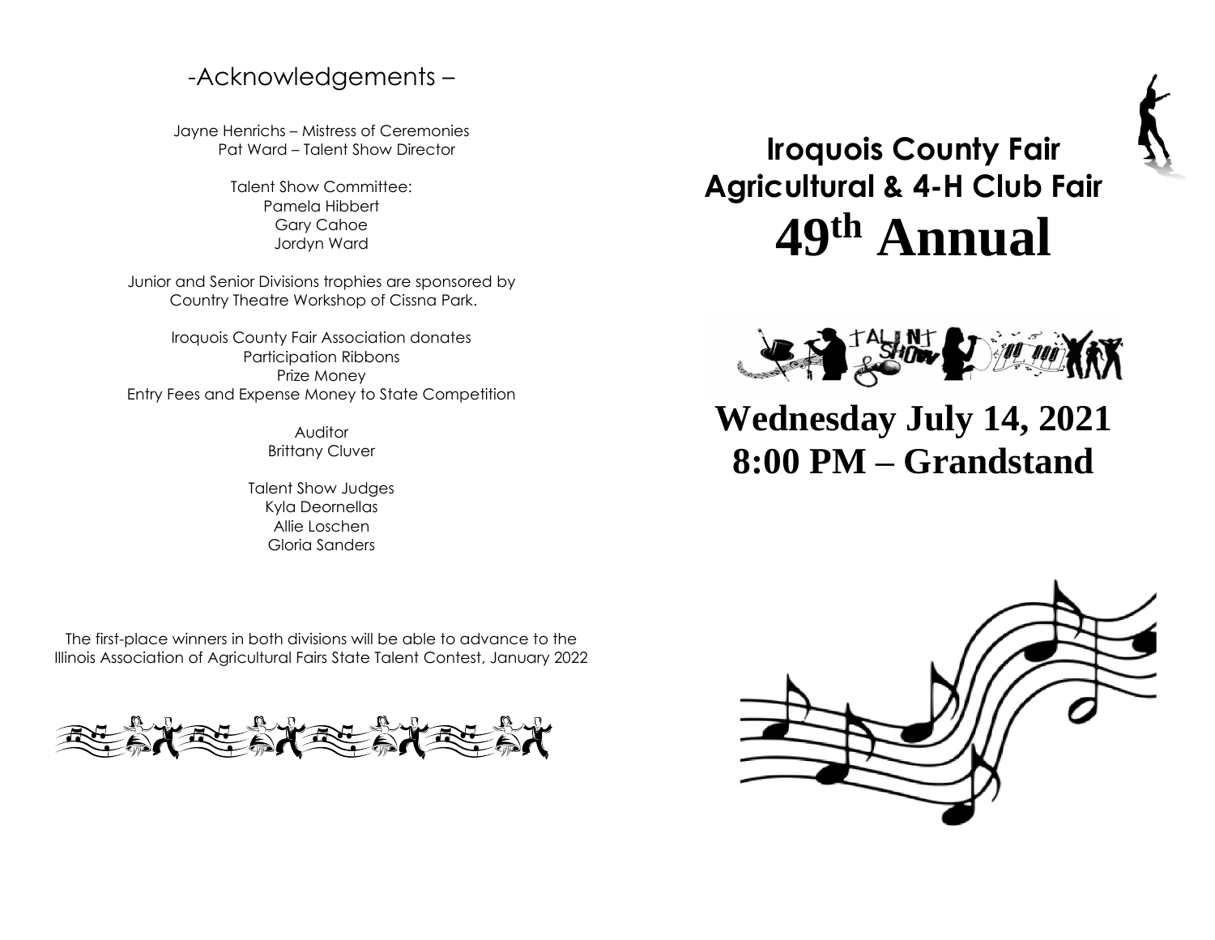## -Acknowledgements –

Jayne Henrichs – Mistress of Ceremonies
Pat Ward – Talent Show Director

Talent Show Committee:
Pamela Hibbert
Gary Cahoe
Jordyn Ward

Junior and Senior Divisions trophies are sponsored by Country Theatre Workshop of Cissna Park.

Iroquois County Fair Association donates
Participation Ribbons
Prize Money
Entry Fees and Expense Money to State Competition

Auditor
Brittany Cluver

Talent Show Judges
Kyla Deornellas
Allie Loschen
Gloria Sanders

The first-place winners in both divisions will be able to advance to the Illinois Association of Agricultural Fairs State Talent Contest, January 2022

# Iroquois County Fair Agricultural & 4-H Club Fair

# 49th Annual

TALENT SHOW

## Wednesday July 14, 2021
## 8:00 PM – Grandstand